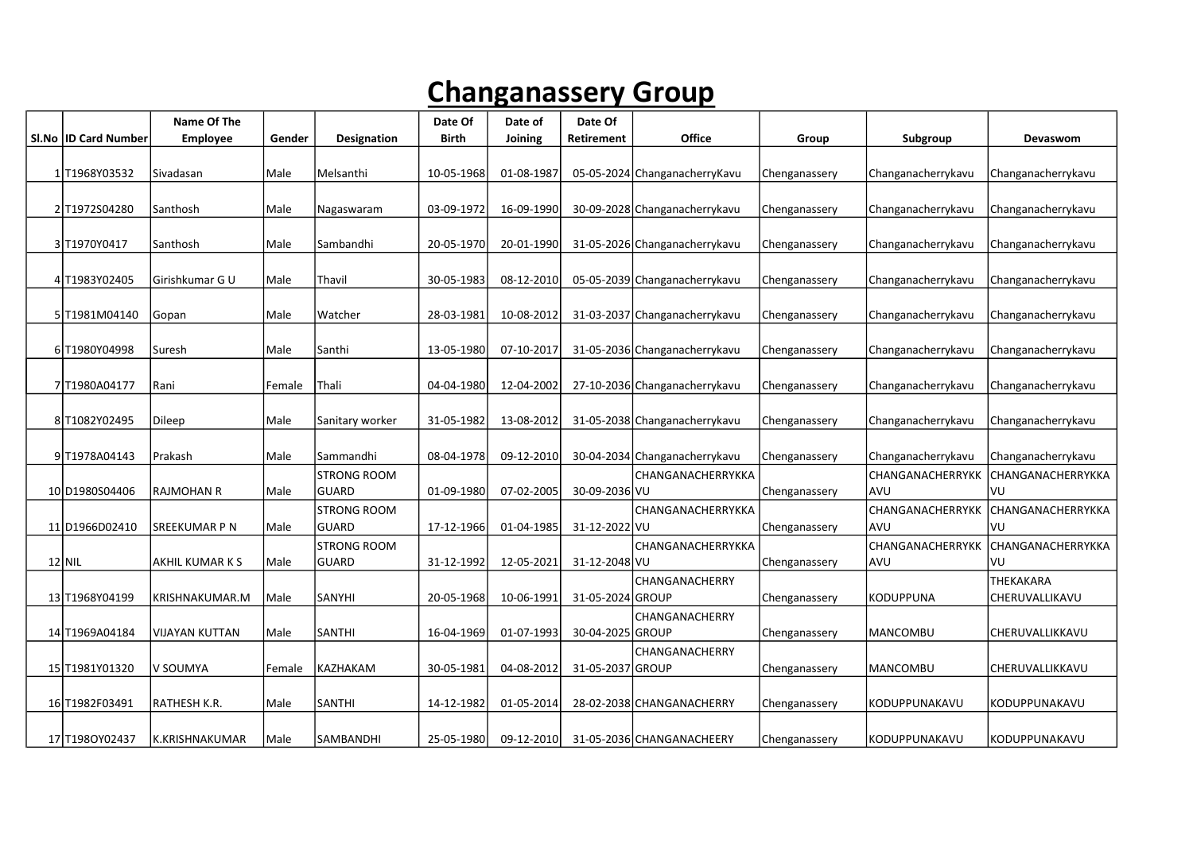# Changanassery Group

| Sl.No | ID Card Number | Name Of The Employee | Gender | Designation | Date Of Birth | Date of Joining | Date Of Retirement | Office | Group | Subgroup | Devaswom |
|---|---|---|---|---|---|---|---|---|---|---|---|
| 1 | T1968Y03532 | Sivadasan | Male | Melsanthi | 10-05-1968 | 01-08-1987 | 05-05-2024 | ChanganacherryKavu | Chenganassery | Changanacherrykavu | Changanacherrykavu |
| 2 | T1972S04280 | Santhosh | Male | Nagaswaram | 03-09-1972 | 16-09-1990 | 30-09-2028 | Changanacherrykavu | Chenganassery | Changanacherrykavu | Changanacherrykavu |
| 3 | T1970Y0417 | Santhosh | Male | Sambandhi | 20-05-1970 | 20-01-1990 | 31-05-2026 | Changanacherrykavu | Chenganassery | Changanacherrykavu | Changanacherrykavu |
| 4 | T1983Y02405 | Girishkumar G U | Male | Thavil | 30-05-1983 | 08-12-2010 | 05-05-2039 | Changanacherrykavu | Chenganassery | Changanacherrykavu | Changanacherrykavu |
| 5 | T1981M04140 | Gopan | Male | Watcher | 28-03-1981 | 10-08-2012 | 31-03-2037 | Changanacherrykavu | Chenganassery | Changanacherrykavu | Changanacherrykavu |
| 6 | T1980Y04998 | Suresh | Male | Santhi | 13-05-1980 | 07-10-2017 | 31-05-2036 | Changanacherrykavu | Chenganassery | Changanacherrykavu | Changanacherrykavu |
| 7 | T1980A04177 | Rani | Female | Thali | 04-04-1980 | 12-04-2002 | 27-10-2036 | Changanacherrykavu | Chenganassery | Changanacherrykavu | Changanacherrykavu |
| 8 | T1082Y02495 | Dileep | Male | Sanitary worker | 31-05-1982 | 13-08-2012 | 31-05-2038 | Changanacherrykavu | Chenganassery | Changanacherrykavu | Changanacherrykavu |
| 9 | T1978A04143 | Prakash | Male | Sammandhi | 08-04-1978 | 09-12-2010 | 30-04-2034 | Changanacherrykavu | Chenganassery | Changanacherrykavu | Changanacherrykavu |
| 10 | D1980S04406 | RAJMOHAN R | Male | STRONG ROOM GUARD | 01-09-1980 | 07-02-2005 | 30-09-2036 | CHANGANACHERRYKKAVU | Chenganassery | CHANGANACHERRYKKAVU | CHANGANACHERRYKKAVU |
| 11 | D1966D02410 | SREEKUMAR P N | Male | STRONG ROOM GUARD | 17-12-1966 | 01-04-1985 | 31-12-2022 | CHANGANACHERRYKKAVU | Chenganassery | CHANGANACHERRYKKAVU | CHANGANACHERRYKKAVU |
| 12 | NIL | AKHIL KUMAR K S | Male | STRONG ROOM GUARD | 31-12-1992 | 12-05-2021 | 31-12-2048 | CHANGANACHERRYKKAVU | Chenganassery | CHANGANACHERRYKKAVU | CHANGANACHERRYKKAVU |
| 13 | T1968Y04199 | KRISHNAKUMAR.M | Male | SANYHI | 20-05-1968 | 10-06-1991 | 31-05-2024 | CHANGANACHERRY GROUP | Chenganassery | KODUPPUNA | THEKAKARA CHERUVALLIKAVU |
| 14 | T1969A04184 | VIJAYAN KUTTAN | Male | SANTHI | 16-04-1969 | 01-07-1993 | 30-04-2025 | CHANGANACHERRY GROUP | Chenganassery | MANCOMBU | CHERUVALLIKKAVU |
| 15 | T1981Y01320 | V SOUMYA | Female | KAZHAKAM | 30-05-1981 | 04-08-2012 | 31-05-2037 | CHANGANACHERRY GROUP | Chenganassery | MANCOMBU | CHERUVALLIKKAVU |
| 16 | T1982F03491 | RATHESH K.R. | Male | SANTHI | 14-12-1982 | 01-05-2014 | 28-02-2038 | CHANGANACHERRY | Chenganassery | KODUPPUNAKAVU | KODUPPUNAKAVU |
| 17 | T198OY02437 | K.KRISHNAKUMAR | Male | SAMBANDHI | 25-05-1980 | 09-12-2010 | 31-05-2036 | CHANGANACHEERY | Chenganassery | KODUPPUNAKAVU | KODUPPUNAKAVU |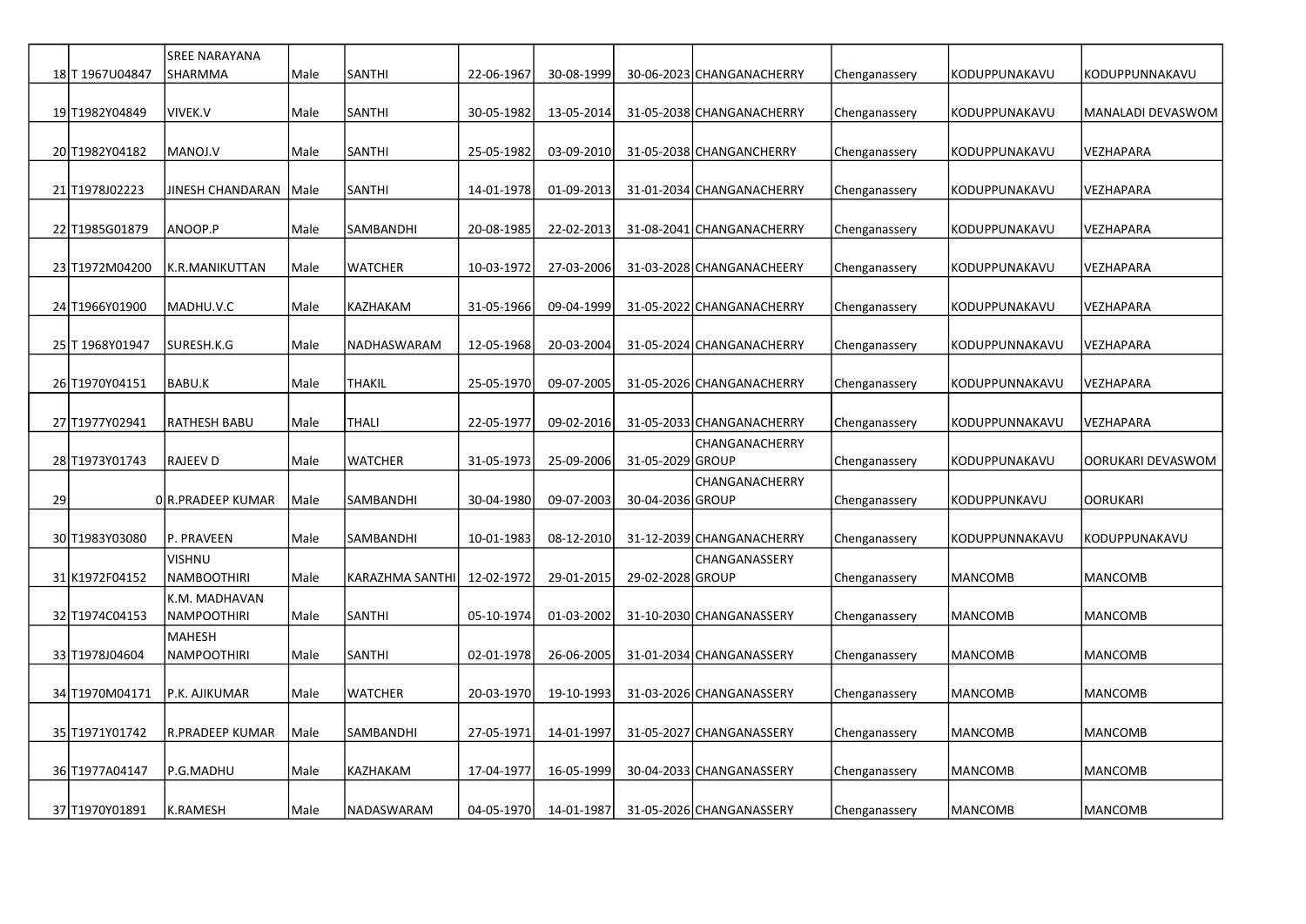| 18 | T 1967U04847 | SREE NARAYANA SHARMMA | Male | SANTHI | 22-06-1967 | 30-08-1999 | 30-06-2023 | CHANGANACHERRY | Chenganassery | KODUPPUNAKAVU | KODUPPUNNAKAVU |
|---|---|---|---|---|---|---|---|---|---|---|---|
| 19 | T1982Y04849 | VIVEK.V | Male | SANTHI | 30-05-1982 | 13-05-2014 | 31-05-2038 | CHANGANACHERRY | Chenganassery | KODUPPUNAKAVU | MANALADI DEVASWOM |
| 20 | T1982Y04182 | MANOJ.V | Male | SANTHI | 25-05-1982 | 03-09-2010 | 31-05-2038 | CHANGANCHERRY | Chenganassery | KODUPPUNAKAVU | VEZHAPARA |
| 21 | T1978J02223 | JINESH CHANDARAN | Male | SANTHI | 14-01-1978 | 01-09-2013 | 31-01-2034 | CHANGANACHERRY | Chenganassery | KODUPPUNAKAVU | VEZHAPARA |
| 22 | T1985G01879 | ANOOP.P | Male | SAMBANDHI | 20-08-1985 | 22-02-2013 | 31-08-2041 | CHANGANACHERRY | Chenganassery | KODUPPUNAKAVU | VEZHAPARA |
| 23 | T1972M04200 | K.R.MANIKUTTAN | Male | WATCHER | 10-03-1972 | 27-03-2006 | 31-03-2028 | CHANGANACHEERY | Chenganassery | KODUPPUNAKAVU | VEZHAPARA |
| 24 | T1966Y01900 | MADHU.V.C | Male | KAZHAKAM | 31-05-1966 | 09-04-1999 | 31-05-2022 | CHANGANACHERRY | Chenganassery | KODUPPUNAKAVU | VEZHAPARA |
| 25 | T 1968Y01947 | SURESH.K.G | Male | NADHASWARAM | 12-05-1968 | 20-03-2004 | 31-05-2024 | CHANGANACHERRY | Chenganassery | KODUPPUNNAKAVU | VEZHAPARA |
| 26 | T1970Y04151 | BABU.K | Male | THAKIL | 25-05-1970 | 09-07-2005 | 31-05-2026 | CHANGANACHERRY | Chenganassery | KODUPPUNNAKAVU | VEZHAPARA |
| 27 | T1977Y02941 | RATHESH BABU | Male | THALI | 22-05-1977 | 09-02-2016 | 31-05-2033 | CHANGANACHERRY | Chenganassery | KODUPPUNNAKAVU | VEZHAPARA |
| 28 | T1973Y01743 | RAJEEV D | Male | WATCHER | 31-05-1973 | 25-09-2006 | 31-05-2029 | CHANGANACHERRY GROUP | Chenganassery | KODUPPUNAKAVU | OORUKARI DEVASWOM |
| 29 | 0 | R.PRADEEP KUMAR | Male | SAMBANDHI | 30-04-1980 | 09-07-2003 | 30-04-2036 | CHANGANACHERRY GROUP | Chenganassery | KODUPPUNKAVU | OORUKARI |
| 30 | T1983Y03080 | P. PRAVEEN | Male | SAMBANDHI | 10-01-1983 | 08-12-2010 | 31-12-2039 | CHANGANACHERRY | Chenganassery | KODUPPUNNAKAVU | KODUPPUNAKAVU |
| 31 | K1972F04152 | VISHNU NAMBOOTHIRI | Male | KARAZHMA SANTHI | 12-02-1972 | 29-01-2015 | 29-02-2028 | CHANGANASSERY GROUP | Chenganassery | MANCOMB | MANCOMB |
| 32 | T1974C04153 | K.M. MADHAVAN NAMPOOTHIRI | Male | SANTHI | 05-10-1974 | 01-03-2002 | 31-10-2030 | CHANGANASSERY | Chenganassery | MANCOMB | MANCOMB |
| 33 | T1978J04604 | MAHESH NAMPOOTHIRI | Male | SANTHI | 02-01-1978 | 26-06-2005 | 31-01-2034 | CHANGANASSERY | Chenganassery | MANCOMB | MANCOMB |
| 34 | T1970M04171 | P.K. AJIKUMAR | Male | WATCHER | 20-03-1970 | 19-10-1993 | 31-03-2026 | CHANGANASSERY | Chenganassery | MANCOMB | MANCOMB |
| 35 | T1971Y01742 | R.PRADEEP KUMAR | Male | SAMBANDHI | 27-05-1971 | 14-01-1997 | 31-05-2027 | CHANGANASSERY | Chenganassery | MANCOMB | MANCOMB |
| 36 | T1977A04147 | P.G.MADHU | Male | KAZHAKAM | 17-04-1977 | 16-05-1999 | 30-04-2033 | CHANGANASSERY | Chenganassery | MANCOMB | MANCOMB |
| 37 | T1970Y01891 | K.RAMESH | Male | NADASWARAM | 04-05-1970 | 14-01-1987 | 31-05-2026 | CHANGANASSERY | Chenganassery | MANCOMB | MANCOMB |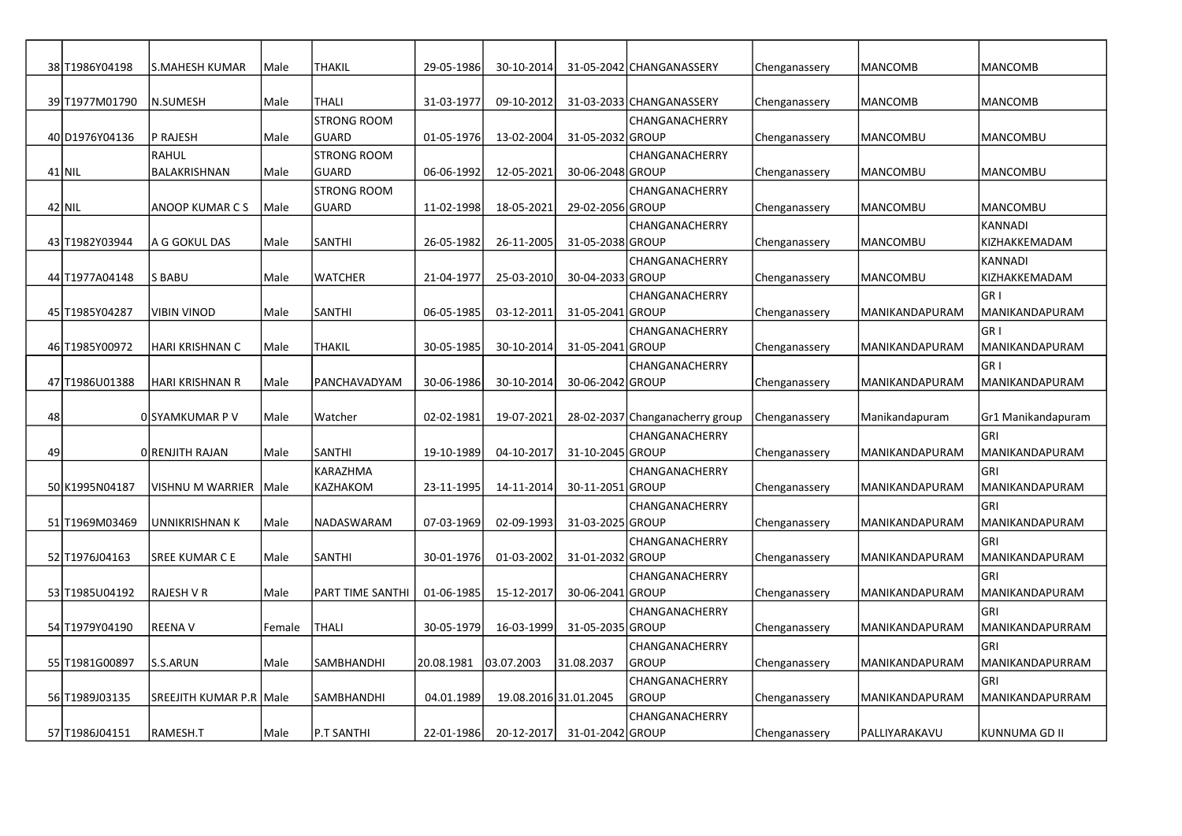| 38 | T1986Y04198 | S.MAHESH KUMAR | Male | THAKIL | 29-05-1986 | 30-10-2014 | 31-05-2042 | CHANGANASSERY | Chenganassery | MANCOMB | MANCOMB |
|---|---|---|---|---|---|---|---|---|---|---|---|
| 39 | T1977M01790 | N.SUMESH | Male | THALI | 31-03-1977 | 09-10-2012 | 31-03-2033 | CHANGANASSERY | Chenganassery | MANCOMB | MANCOMB |
| 40 | D1976Y04136 | P RAJESH | Male | STRONG ROOM GUARD | 01-05-1976 | 13-02-2004 | 31-05-2032 | CHANGANACHERRY GROUP | Chenganassery | MANCOMBU | MANCOMBU |
| 41 | NIL | RAHUL BALAKRISHNAN | Male | STRONG ROOM GUARD | 06-06-1992 | 12-05-2021 | 30-06-2048 | CHANGANACHERRY GROUP | Chenganassery | MANCOMBU | MANCOMBU |
| 42 | NIL | ANOOP KUMAR C S | Male | STRONG ROOM GUARD | 11-02-1998 | 18-05-2021 | 29-02-2056 | CHANGANACHERRY GROUP | Chenganassery | MANCOMBU | MANCOMBU |
| 43 | T1982Y03944 | A G GOKUL DAS | Male | SANTHI | 26-05-1982 | 26-11-2005 | 31-05-2038 | CHANGANACHERRY GROUP | Chenganassery | MANCOMBU | KANNADI KIZHAKKEMADAM |
| 44 | T1977A04148 | S BABU | Male | WATCHER | 21-04-1977 | 25-03-2010 | 30-04-2033 | CHANGANACHERRY GROUP | Chenganassery | MANCOMBU | KANNADI KIZHAKKEMADAM |
| 45 | T1985Y04287 | VIBIN VINOD | Male | SANTHI | 06-05-1985 | 03-12-2011 | 31-05-2041 | CHANGANACHERRY GROUP | Chenganassery | MANIKANDAPURAM | GR I MANIKANDAPURAM |
| 46 | T1985Y00972 | HARI KRISHNAN C | Male | THAKIL | 30-05-1985 | 30-10-2014 | 31-05-2041 | CHANGANACHERRY GROUP | Chenganassery | MANIKANDAPURAM | GR I MANIKANDAPURAM |
| 47 | T1986U01388 | HARI KRISHNAN R | Male | PANCHAVADYAM | 30-06-1986 | 30-10-2014 | 30-06-2042 | CHANGANACHERRY GROUP | Chenganassery | MANIKANDAPURAM | GR I MANIKANDAPURAM |
| 48 | 0 | SYAMKUMAR P V | Male | Watcher | 02-02-1981 | 19-07-2021 | 28-02-2037 | Changanacherry group | Chenganassery | Manikandapuram | Gr1 Manikandapuram |
| 49 | 0 | RENJITH RAJAN | Male | SANTHI | 19-10-1989 | 04-10-2017 | 31-10-2045 | CHANGANACHERRY GROUP | Chenganassery | MANIKANDAPURAM | GRI MANIKANDAPURAM |
| 50 | K1995N04187 | VISHNU M WARRIER | Male | KARAZHMA KAZHAKOM | 23-11-1995 | 14-11-2014 | 30-11-2051 | CHANGANACHERRY GROUP | Chenganassery | MANIKANDAPURAM | GRI MANIKANDAPURAM |
| 51 | T1969M03469 | UNNIKRISHNAN K | Male | NADASWARAM | 07-03-1969 | 02-09-1993 | 31-03-2025 | CHANGANACHERRY GROUP | Chenganassery | MANIKANDAPURAM | GRI MANIKANDAPURAM |
| 52 | T1976J04163 | SREE KUMAR C E | Male | SANTHI | 30-01-1976 | 01-03-2002 | 31-01-2032 | CHANGANACHERRY GROUP | Chenganassery | MANIKANDAPURAM | GRI MANIKANDAPURAM |
| 53 | T1985U04192 | RAJESH V R | Male | PART TIME SANTHI | 01-06-1985 | 15-12-2017 | 30-06-2041 | CHANGANACHERRY GROUP | Chenganassery | MANIKANDAPURAM | GRI MANIKANDAPURAM |
| 54 | T1979Y04190 | REENA V | Female | THALI | 30-05-1979 | 16-03-1999 | 31-05-2035 | CHANGANACHERRY GROUP | Chenganassery | MANIKANDAPURAM | GRI MANIKANDAPURRAM |
| 55 | T1981G00897 | S.S.ARUN | Male | SAMBHANDHI | 20.08.1981 | 03.07.2003 | 31.08.2037 | CHANGANACHERRY GROUP | Chenganassery | MANIKANDAPURAM | GRI MANIKANDAPURRAM |
| 56 | T1989J03135 | SREEJITH KUMAR P.R | Male | SAMBHANDHI | 04.01.1989 | 19.08.2016 | 31.01.2045 | CHANGANACHERRY GROUP | Chenganassery | MANIKANDAPURAM | GRI MANIKANDAPURRAM |
| 57 | T1986J04151 | RAMESH.T | Male | P.T SANTHI | 22-01-1986 | 20-12-2017 | 31-01-2042 | CHANGANACHERRY GROUP | Chenganassery | PALLIYARAKAVU | KUNNUMA GD II |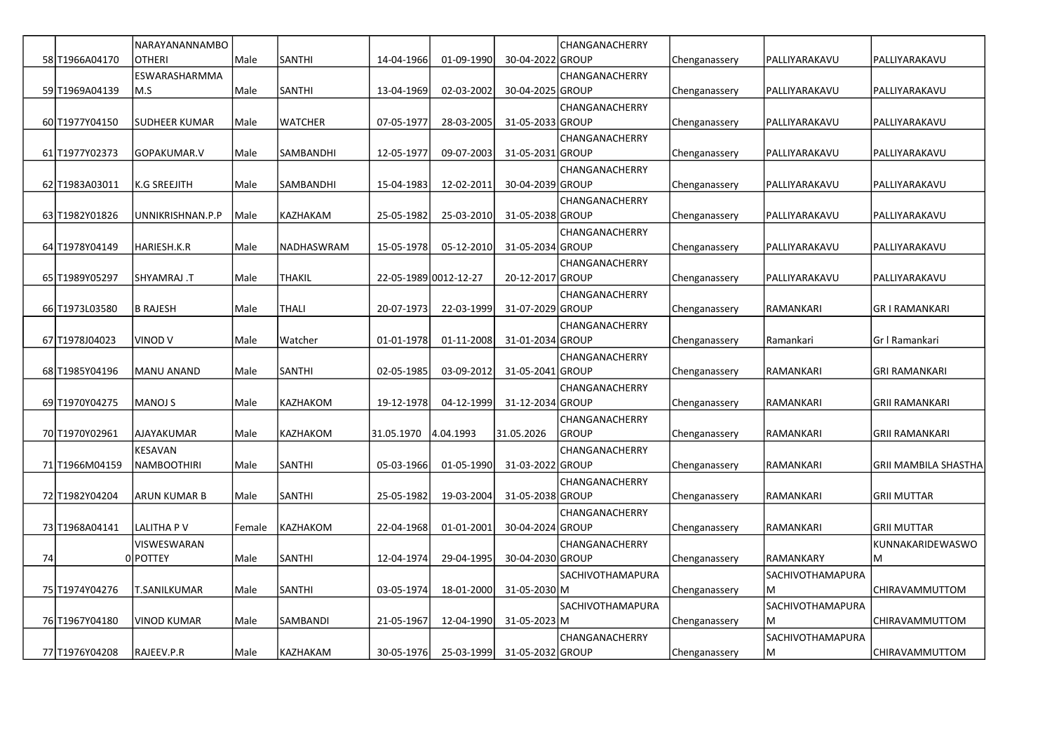| | | | | | | | | | | | |
|---|---|---|---|---|---|---|---|---|---|---|---|
| 58 | T1966A04170 | NARAYANANNAMBOOTHERI | Male | SANTHI | 14-04-1966 | 01-09-1990 | 30-04-2022 | CHANGANACHERRY GROUP | Chenganassery | PALLIYARAKAVU | PALLIYARAKAVU |
| 59 | T1969A04139 | ESWARASHARMMA M.S | Male | SANTHI | 13-04-1969 | 02-03-2002 | 30-04-2025 | CHANGANACHERRY GROUP | Chenganassery | PALLIYARAKAVU | PALLIYARAKAVU |
| 60 | T1977Y04150 | SUDHEER KUMAR | Male | WATCHER | 07-05-1977 | 28-03-2005 | 31-05-2033 | CHANGANACHERRY GROUP | Chenganassery | PALLIYARAKAVU | PALLIYARAKAVU |
| 61 | T1977Y02373 | GOPAKUMAR.V | Male | SAMBANDHI | 12-05-1977 | 09-07-2003 | 31-05-2031 | CHANGANACHERRY GROUP | Chenganassery | PALLIYARAKAVU | PALLIYARAKAVU |
| 62 | T1983A03011 | K.G SREEJITH | Male | SAMBANDHI | 15-04-1983 | 12-02-2011 | 30-04-2039 | CHANGANACHERRY GROUP | Chenganassery | PALLIYARAKAVU | PALLIYARAKAVU |
| 63 | T1982Y01826 | UNNIKRISHNAN.P.P | Male | KAZHAKAM | 25-05-1982 | 25-03-2010 | 31-05-2038 | CHANGANACHERRY GROUP | Chenganassery | PALLIYARAKAVU | PALLIYARAKAVU |
| 64 | T1978Y04149 | HARIESH.K.R | Male | NADHASWRAM | 15-05-1978 | 05-12-2010 | 31-05-2034 | CHANGANACHERRY GROUP | Chenganassery | PALLIYARAKAVU | PALLIYARAKAVU |
| 65 | T1989Y05297 | SHYAMRAJ .T | Male | THAKIL | 22-05-1989 | 0012-12-27 | 20-12-2017 | CHANGANACHERRY GROUP | Chenganassery | PALLIYARAKAVU | PALLIYARAKAVU |
| 66 | T1973L03580 | B RAJESH | Male | THALI | 20-07-1973 | 22-03-1999 | 31-07-2029 | CHANGANACHERRY GROUP | Chenganassery | RAMANKARI | GR I RAMANKARI |
| 67 | T1978J04023 | VINOD V | Male | Watcher | 01-01-1978 | 01-11-2008 | 31-01-2034 | CHANGANACHERRY GROUP | Chenganassery | Ramankari | Gr l Ramankari |
| 68 | T1985Y04196 | MANU ANAND | Male | SANTHI | 02-05-1985 | 03-09-2012 | 31-05-2041 | CHANGANACHERRY GROUP | Chenganassery | RAMANKARI | GRI RAMANKARI |
| 69 | T1970Y04275 | MANOJ S | Male | KAZHAKOM | 19-12-1978 | 04-12-1999 | 31-12-2034 | CHANGANACHERRY GROUP | Chenganassery | RAMANKARI | GRII RAMANKARI |
| 70 | T1970Y02961 | AJAYAKUMAR | Male | KAZHAKOM | 31.05.1970 | 4.04.1993 | 31.05.2026 | CHANGANACHERRY GROUP | Chenganassery | RAMANKARI | GRII RAMANKARI |
| 71 | T1966M04159 | KESAVAN NAMBOOTHIRI | Male | SANTHI | 05-03-1966 | 01-05-1990 | 31-03-2022 | CHANGANACHERRY GROUP | Chenganassery | RAMANKARI | GRII MAMBILA SHASTHA |
| 72 | T1982Y04204 | ARUN KUMAR B | Male | SANTHI | 25-05-1982 | 19-03-2004 | 31-05-2038 | CHANGANACHERRY GROUP | Chenganassery | RAMANKARI | GRII MUTTAR |
| 73 | T1968A04141 | LALITHA P V | Female | KAZHAKOM | 22-04-1968 | 01-01-2001 | 30-04-2024 | CHANGANACHERRY GROUP | Chenganassery | RAMANKARI | GRII MUTTAR |
| 74 | 0 | VISWESWARAN POTTEY | Male | SANTHI | 12-04-1974 | 29-04-1995 | 30-04-2030 | CHANGANACHERRY GROUP | Chenganassery | RAMANKARY | KUNNAKARIDEWASWOM |
| 75 | T1974Y04276 | T.SANILKUMAR | Male | SANTHI | 03-05-1974 | 18-01-2000 | 31-05-2030 | SACHIVOTHAMAPURAM | Chenganassery | SACHIVOTHAMAPURAM | CHIRAVAMMUTTOM |
| 76 | T1967Y04180 | VINOD KUMAR | Male | SAMBANDI | 21-05-1967 | 12-04-1990 | 31-05-2023 | SACHIVOTHAMAPURAM | Chenganassery | SACHIVOTHAMAPURAM | CHIRAVAMMUTTOM |
| 77 | T1976Y04208 | RAJEEV.P.R | Male | KAZHAKAM | 30-05-1976 | 25-03-1999 | 31-05-2032 | CHANGANACHERRY GROUP | Chenganassery | SACHIVOTHAMAPURAM | CHIRAVAMMUTTOM |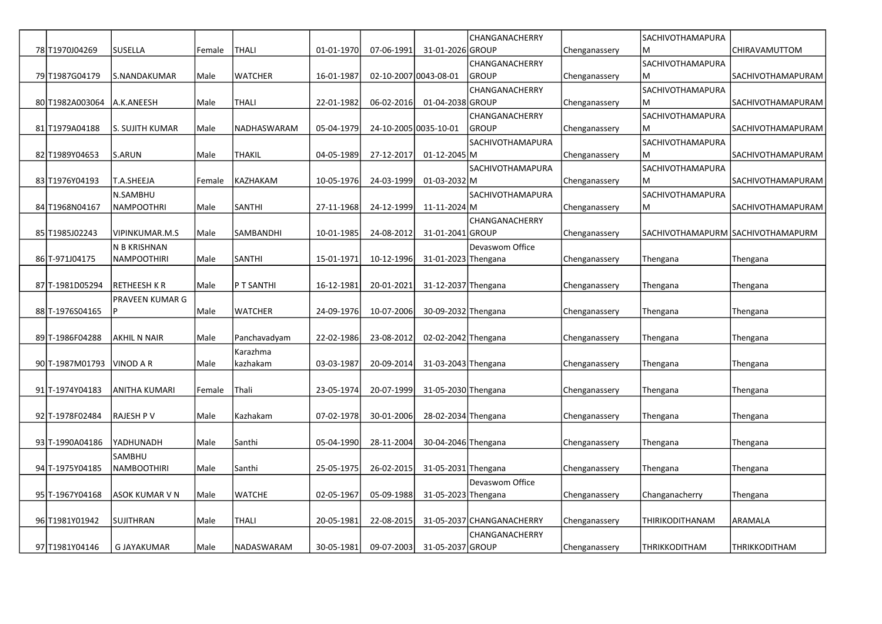| 78 | T1970J04269 | SUSELLA | Female | THALI | 01-01-1970 | 07-06-1991 | 31-01-2026 | CHANGANACHERRY GROUP | Chenganassery | SACHIVOTHAMAPURAM | CHIRAVAMUTTOM |
|---|---|---|---|---|---|---|---|---|---|---|---|
| 79 | T1987G04179 | S.NANDAKUMAR | Male | WATCHER | 16-01-1987 | 02-10-2007 | 0043-08-01 | CHANGANACHERRY GROUP | Chenganassery | SACHIVOTHAMAPURAM | SACHIVOTHAMAPURAM |
| 80 | T1982A003064 | A.K.ANEESH | Male | THALI | 22-01-1982 | 06-02-2016 | 01-04-2038 | CHANGANACHERRY GROUP | Chenganassery | SACHIVOTHAMAPURAM | SACHIVOTHAMAPURAM |
| 81 | T1979A04188 | S. SUJITH KUMAR | Male | NADHASWARAM | 05-04-1979 | 24-10-2005 | 0035-10-01 | CHANGANACHERRY GROUP | Chenganassery | SACHIVOTHAMAPURAM | SACHIVOTHAMAPURAM |
| 82 | T1989Y04653 | S.ARUN | Male | THAKIL | 04-05-1989 | 27-12-2017 | 01-12-2045 | SACHIVOTHAMAPURAM | Chenganassery | SACHIVOTHAMAPURAM | SACHIVOTHAMAPURAM |
| 83 | T1976Y04193 | T.A.SHEEJA | Female | KAZHAKAM | 10-05-1976 | 24-03-1999 | 01-03-2032 | SACHIVOTHAMAPURAM | Chenganassery | SACHIVOTHAMAPURAM | SACHIVOTHAMAPURAM |
| 84 | T1968N04167 | N.SAMBHU NAMPOOTHRI | Male | SANTHI | 27-11-1968 | 24-12-1999 | 11-11-2024 | SACHIVOTHAMAPURAM | Chenganassery | SACHIVOTHAMAPURAM | SACHIVOTHAMAPURAM |
| 85 | T1985J02243 | VIPINKUMAR.M.S | Male | SAMBANDHI | 10-01-1985 | 24-08-2012 | 31-01-2041 | CHANGANACHERRY GROUP | Chenganassery | SACHIVOTHAMAPURM | SACHIVOTHAMAPURM |
| 86 | T-971J04175 | N B KRISHNAN NAMPOOTHIRI | Male | SANTHI | 15-01-1971 | 10-12-1996 | 31-01-2023 | Devaswom Office Thengana | Chenganassery | Thengana | Thengana |
| 87 | T-1981D05294 | RETHEESH K R | Male | P T SANTHI | 16-12-1981 | 20-01-2021 | 31-12-2037 | Thengana | Chenganassery | Thengana | Thengana |
| 88 | T-1976S04165 | PRAVEEN KUMAR G P | Male | WATCHER | 24-09-1976 | 10-07-2006 | 30-09-2032 | Thengana | Chenganassery | Thengana | Thengana |
| 89 | T-1986F04288 | AKHIL N NAIR | Male | Panchavadyam | 22-02-1986 | 23-08-2012 | 02-02-2042 | Thengana | Chenganassery | Thengana | Thengana |
| 90 | T-1987M01793 | VINOD A R | Male | Karazhma kazhakam | 03-03-1987 | 20-09-2014 | 31-03-2043 | Thengana | Chenganassery | Thengana | Thengana |
| 91 | T-1974Y04183 | ANITHA KUMARI | Female | Thali | 23-05-1974 | 20-07-1999 | 31-05-2030 | Thengana | Chenganassery | Thengana | Thengana |
| 92 | T-1978F02484 | RAJESH P V | Male | Kazhakam | 07-02-1978 | 30-01-2006 | 28-02-2034 | Thengana | Chenganassery | Thengana | Thengana |
| 93 | T-1990A04186 | YADHUNADH | Male | Santhi | 05-04-1990 | 28-11-2004 | 30-04-2046 | Thengana | Chenganassery | Thengana | Thengana |
| 94 | T-1975Y04185 | SAMBHU NAMBOOTHIRI | Male | Santhi | 25-05-1975 | 26-02-2015 | 31-05-2031 | Thengana | Chenganassery | Thengana | Thengana |
| 95 | T-1967Y04168 | ASOK KUMAR V N | Male | WATCHE | 02-05-1967 | 05-09-1988 | 31-05-2023 | Devaswom Office Thengana | Chenganassery | Changanacherry | Thengana |
| 96 | T1981Y01942 | SUJITHRAN | Male | THALI | 20-05-1981 | 22-08-2015 | 31-05-2037 | CHANGANACHERRY | Chenganassery | THIRIKODITHANAM | ARAMALA |
| 97 | T1981Y04146 | G JAYAKUMAR | Male | NADASWARAM | 30-05-1981 | 09-07-2003 | 31-05-2037 | CHANGANACHERRY GROUP | Chenganassery | THRIKKODITHAM | THRIKKODITHAM |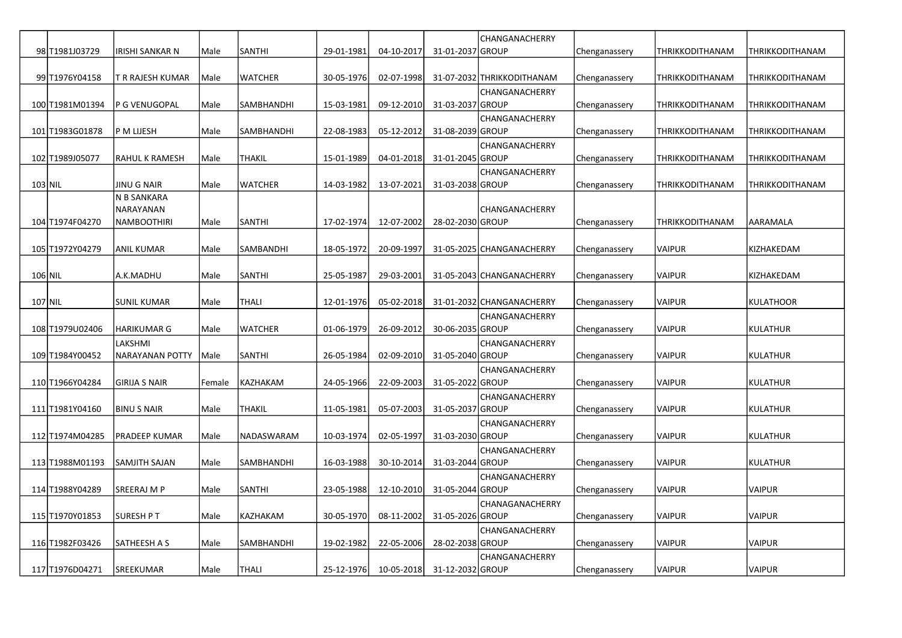| 98 | T1981J03729 | IRISHI SANKAR N | Male | SANTHI | 29-01-1981 | 04-10-2017 | 31-01-2037 | CHANGANACHERRY GROUP | Chenganassery | THRIKKODITHANAM | THRIKKODITHANAM |
|---|---|---|---|---|---|---|---|---|---|---|---|
| 99 | T1976Y04158 | T R RAJESH KUMAR | Male | WATCHER | 30-05-1976 | 02-07-1998 | 31-07-2032 | THRIKKODITHANAM | Chenganassery | THRIKKODITHANAM | THRIKKODITHANAM |
| 100 | T1981M01394 | P G VENUGOPAL | Male | SAMBHANDHI | 15-03-1981 | 09-12-2010 | 31-03-2037 | CHANGANACHERRY GROUP | Chenganassery | THRIKKODITHANAM | THRIKKODITHANAM |
| 101 | T1983G01878 | P M LIJESH | Male | SAMBHANDHI | 22-08-1983 | 05-12-2012 | 31-08-2039 | CHANGANACHERRY GROUP | Chenganassery | THRIKKODITHANAM | THRIKKODITHANAM |
| 102 | T1989J05077 | RAHUL K RAMESH | Male | THAKIL | 15-01-1989 | 04-01-2018 | 31-01-2045 | CHANGANACHERRY GROUP | Chenganassery | THRIKKODITHANAM | THRIKKODITHANAM |
| 103 | NIL | JINU G NAIR | Male | WATCHER | 14-03-1982 | 13-07-2021 | 31-03-2038 | CHANGANACHERRY GROUP | Chenganassery | THRIKKODITHANAM | THRIKKODITHANAM |
| 104 | T1974F04270 | N B SANKARA NARAYANAN NAMBOOTHIRI | Male | SANTHI | 17-02-1974 | 12-07-2002 | 28-02-2030 | CHANGANACHERRY GROUP | Chenganassery | THRIKKODITHANAM | AARAMALA |
| 105 | T1972Y04279 | ANIL KUMAR | Male | SAMBANDHI | 18-05-1972 | 20-09-1997 | 31-05-2025 | CHANGANACHERRY | Chenganassery | VAIPUR | KIZHAKEDAM |
| 106 | NIL | A.K.MADHU | Male | SANTHI | 25-05-1987 | 29-03-2001 | 31-05-2043 | CHANGANACHERRY | Chenganassery | VAIPUR | KIZHAKEDAM |
| 107 | NIL | SUNIL KUMAR | Male | THALI | 12-01-1976 | 05-02-2018 | 31-01-2032 | CHANGANACHERRY | Chenganassery | VAIPUR | KULATHOOR |
| 108 | T1979U02406 | HARIKUMAR G | Male | WATCHER | 01-06-1979 | 26-09-2012 | 30-06-2035 | CHANGANACHERRY GROUP | Chenganassery | VAIPUR | KULATHUR |
| 109 | T1984Y00452 | LAKSHMI NARAYANAN POTTY | Male | SANTHI | 26-05-1984 | 02-09-2010 | 31-05-2040 | CHANGANACHERRY GROUP | Chenganassery | VAIPUR | KULATHUR |
| 110 | T1966Y04284 | GIRIJA S NAIR | Female | KAZHAKAM | 24-05-1966 | 22-09-2003 | 31-05-2022 | CHANGANACHERRY GROUP | Chenganassery | VAIPUR | KULATHUR |
| 111 | T1981Y04160 | BINU S NAIR | Male | THAKIL | 11-05-1981 | 05-07-2003 | 31-05-2037 | CHANGANACHERRY GROUP | Chenganassery | VAIPUR | KULATHUR |
| 112 | T1974M04285 | PRADEEP KUMAR | Male | NADASWARAM | 10-03-1974 | 02-05-1997 | 31-03-2030 | CHANGANACHERRY GROUP | Chenganassery | VAIPUR | KULATHUR |
| 113 | T1988M01193 | SAMJITH SAJAN | Male | SAMBHANDHI | 16-03-1988 | 30-10-2014 | 31-03-2044 | CHANGANACHERRY GROUP | Chenganassery | VAIPUR | KULATHUR |
| 114 | T1988Y04289 | SREERAJ M P | Male | SANTHI | 23-05-1988 | 12-10-2010 | 31-05-2044 | CHANGANACHERRY GROUP | Chenganassery | VAIPUR | VAIPUR |
| 115 | T1970Y01853 | SURESH P T | Male | KAZHAKAM | 30-05-1970 | 08-11-2002 | 31-05-2026 | CHANAGANACHERRY GROUP | Chenganassery | VAIPUR | VAIPUR |
| 116 | T1982F03426 | SATHEESH A S | Male | SAMBHANDHI | 19-02-1982 | 22-05-2006 | 28-02-2038 | CHANGANACHERRY GROUP | Chenganassery | VAIPUR | VAIPUR |
| 117 | T1976D04271 | SREEKUMAR | Male | THALI | 25-12-1976 | 10-05-2018 | 31-12-2032 | CHANGANACHERRY GROUP | Chenganassery | VAIPUR | VAIPUR |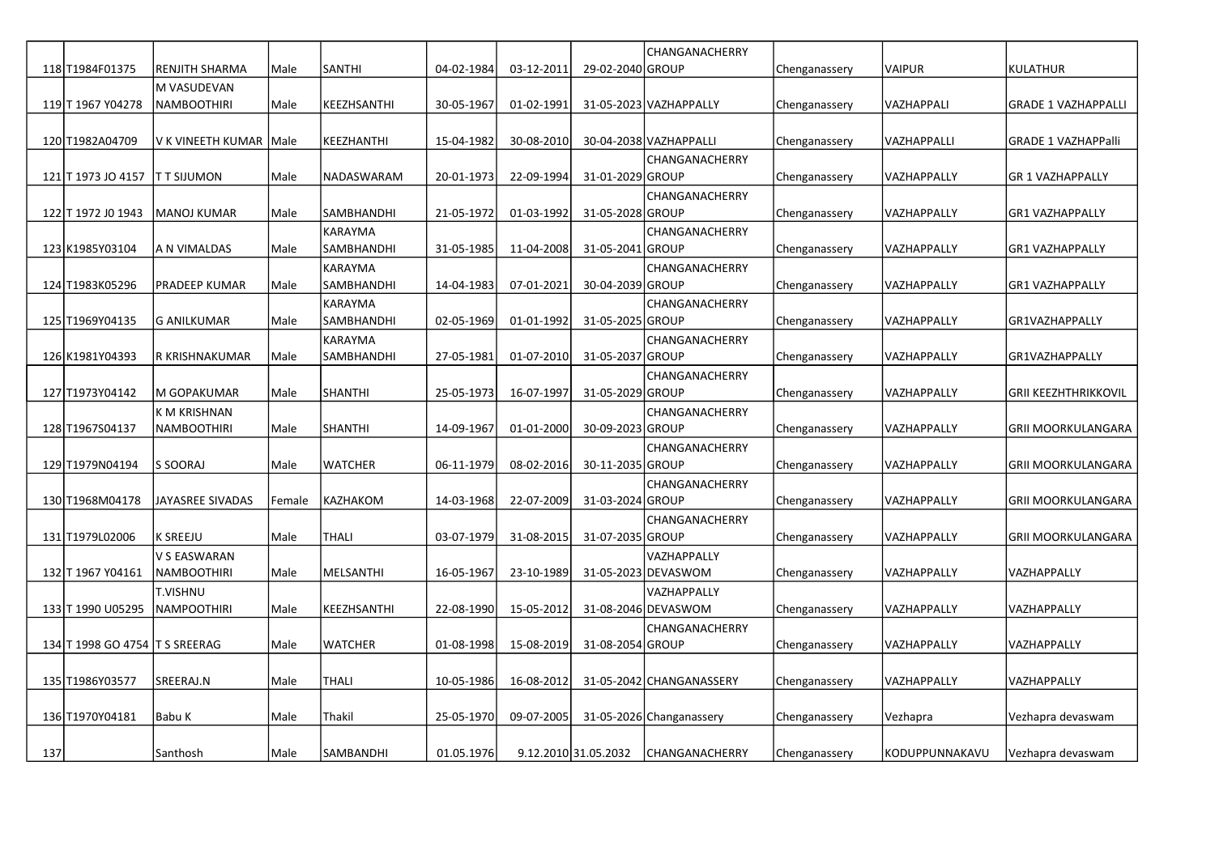| | | | | | | | | | | | |
|---|---|---|---|---|---|---|---|---|---|---|---|
| 118 | T1984F01375 | RENJITH SHARMA | Male | SANTHI | 04-02-1984 | 03-12-2011 | 29-02-2040 | CHANGANACHERRY GROUP | Chenganassery | VAIPUR | KULATHUR |
| 119 | T 1967 Y04278 | M VASUDEVAN NAMBOOTHIRI | Male | KEEZHSANTHI | 30-05-1967 | 01-02-1991 | 31-05-2023 | VAZHAPPALLY | Chenganassery | VAZHAPPALI | GRADE 1 VAZHAPPALLI |
| 120 | T1982A04709 | V K VINEETH KUMAR | Male | KEEZHANTHI | 15-04-1982 | 30-08-2010 | 30-04-2038 | VAZHAPPALLI | Chenganassery | VAZHAPPALLI | GRADE 1 VAZHAPPalli |
| 121 | T 1973 JO 4157 | T T SIJUMON | Male | NADASWARAM | 20-01-1973 | 22-09-1994 | 31-01-2029 | CHANGANACHERRY GROUP | Chenganassery | VAZHAPPALLY | GR 1 VAZHAPPALLY |
| 122 | T 1972 J0 1943 | MANOJ KUMAR | Male | SAMBHANDHI | 21-05-1972 | 01-03-1992 | 31-05-2028 | CHANGANACHERRY GROUP | Chenganassery | VAZHAPPALLY | GR1 VAZHAPPALLY |
| 123 | K1985Y03104 | A N VIMALDAS | Male | KARAYMA SAMBHANDHI | 31-05-1985 | 11-04-2008 | 31-05-2041 | CHANGANACHERRY GROUP | Chenganassery | VAZHAPPALLY | GR1 VAZHAPPALLY |
| 124 | T1983K05296 | PRADEEP KUMAR | Male | KARAYMA SAMBHANDHI | 14-04-1983 | 07-01-2021 | 30-04-2039 | CHANGANACHERRY GROUP | Chenganassery | VAZHAPPALLY | GR1 VAZHAPPALLY |
| 125 | T1969Y04135 | G ANILKUMAR | Male | KARAYMA SAMBHANDHI | 02-05-1969 | 01-01-1992 | 31-05-2025 | CHANGANACHERRY GROUP | Chenganassery | VAZHAPPALLY | GR1VAZHAPPALLY |
| 126 | K1981Y04393 | R KRISHNAKUMAR | Male | KARAYMA SAMBHANDHI | 27-05-1981 | 01-07-2010 | 31-05-2037 | CHANGANACHERRY GROUP | Chenganassery | VAZHAPPALLY | GR1VAZHAPPALLY |
| 127 | T1973Y04142 | M GOPAKUMAR | Male | SHANTHI | 25-05-1973 | 16-07-1997 | 31-05-2029 | CHANGANACHERRY GROUP | Chenganassery | VAZHAPPALLY | GRII KEEZHTHRIKKOVIL |
| 128 | T1967S04137 | K M KRISHNAN NAMBOOTHIRI | Male | SHANTHI | 14-09-1967 | 01-01-2000 | 30-09-2023 | CHANGANACHERRY GROUP | Chenganassery | VAZHAPPALLY | GRII MOORKULANGARA |
| 129 | T1979N04194 | S SOORAJ | Male | WATCHER | 06-11-1979 | 08-02-2016 | 30-11-2035 | CHANGANACHERRY GROUP | Chenganassery | VAZHAPPALLY | GRII MOORKULANGARA |
| 130 | T1968M04178 | JAYASREE SIVADAS | Female | KAZHAKOM | 14-03-1968 | 22-07-2009 | 31-03-2024 | CHANGANACHERRY GROUP | Chenganassery | VAZHAPPALLY | GRII MOORKULANGARA |
| 131 | T1979L02006 | K SREEJU | Male | THALI | 03-07-1979 | 31-08-2015 | 31-07-2035 | CHANGANACHERRY GROUP | Chenganassery | VAZHAPPALLY | GRII MOORKULANGARA |
| 132 | T 1967 Y04161 | V S EASWARAN NAMBOOTHIRI | Male | MELSANTHI | 16-05-1967 | 23-10-1989 | 31-05-2023 | VAZHAPPALLY DEVASWOM | Chenganassery | VAZHAPPALLY | VAZHAPPALLY |
| 133 | T 1990 U05295 | T.VISHNU NAMPOOTHIRI | Male | KEEZHSANTHI | 22-08-1990 | 15-05-2012 | 31-08-2046 | VAZHAPPALLY DEVASWOM | Chenganassery | VAZHAPPALLY | VAZHAPPALLY |
| 134 | T 1998 GO 4754 | T S SREERAG | Male | WATCHER | 01-08-1998 | 15-08-2019 | 31-08-2054 | CHANGANACHERRY GROUP | Chenganassery | VAZHAPPALLY | VAZHAPPALLY |
| 135 | T1986Y03577 | SREERAJ.N | Male | THALI | 10-05-1986 | 16-08-2012 | 31-05-2042 | CHANGANASSERY | Chenganassery | VAZHAPPALLY | VAZHAPPALLY |
| 136 | T1970Y04181 | Babu K | Male | Thakil | 25-05-1970 | 09-07-2005 | 31-05-2026 | Changanassery | Chenganassery | Vezhapra | Vezhapra devaswam |
| 137 | | Santhosh | Male | SAMBANDHI | 01.05.1976 | 9.12.2010 | 31.05.2032 | CHANGANACHERRY | Chenganassery | KODUPPUNNAKAVU | Vezhapra devaswam |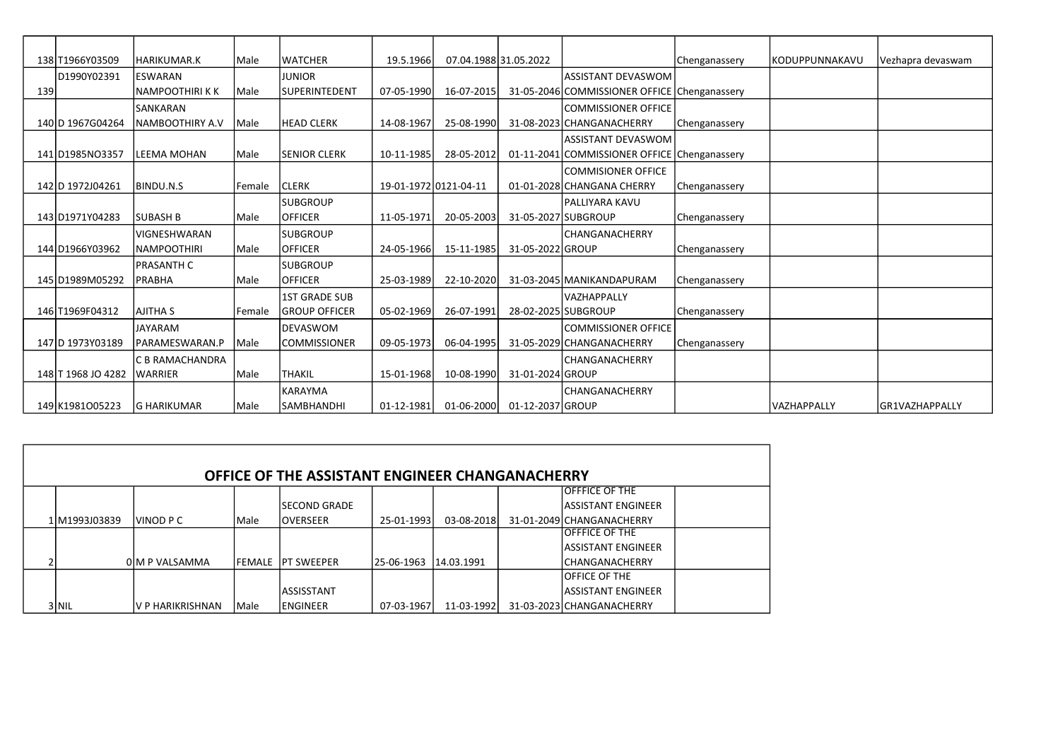| | | | | | | | | | | | |
|---|---|---|---|---|---|---|---|---|---|---|---|
| 138 | T1966Y03509 | HARIKUMAR.K | Male | WATCHER | 19.5.1966 | 07.04.1988 | 31.05.2022 | | Chenganassery | KODUPPUNNAKAVU | Vezhapra devaswam |
| 139 | D1990Y02391 | ESWARAN NAMPOOTHIRI K K | Male | JUNIOR SUPERINTEDENT | 07-05-1990 | 16-07-2015 | 31-05-2046 | ASSISTANT DEVASWOM COMMISSIONER OFFICE | Chenganassery | | |
| 140 | D 1967G04264 | SANKARAN NAMBOOTHIRY A.V | Male | HEAD CLERK | 14-08-1967 | 25-08-1990 | 31-08-2023 | COMMISSIONER OFFICE CHANGANACHERRY | Chenganassery | | |
| 141 | D1985NO3357 | LEEMA MOHAN | Male | SENIOR CLERK | 10-11-1985 | 28-05-2012 | 01-11-2041 | ASSISTANT DEVASWOM COMMISSIONER OFFICE | Chenganassery | | |
| 142 | D 1972J04261 | BINDU.N.S | Female | CLERK | 19-01-1972 | 0121-04-11 | 01-01-2028 | COMMISIONER OFFICE CHANGANA CHERRY | Chenganassery | | |
| 143 | D1971Y04283 | SUBASH B | Male | SUBGROUP OFFICER | 11-05-1971 | 20-05-2003 | 31-05-2027 | PALLIYARA KAVU SUBGROUP | Chenganassery | | |
| 144 | D1966Y03962 | VIGNESHWARAN NAMPOOTHIRI | Male | SUBGROUP OFFICER | 24-05-1966 | 15-11-1985 | 31-05-2022 | CHANGANACHERRY GROUP | Chenganassery | | |
| 145 | D1989M05292 | PRASANTH C PRABHA | Male | SUBGROUP OFFICER | 25-03-1989 | 22-10-2020 | 31-03-2045 | MANIKANDAPURAM | Chenganassery | | |
| 146 | T1969F04312 | AJITHA S | Female | 1ST GRADE SUB GROUP OFFICER | 05-02-1969 | 26-07-1991 | 28-02-2025 | VAZHAPPALLY SUBGROUP | Chenganassery | | |
| 147 | D 1973Y03189 | JAYARAM PARAMESWARAN.P | Male | DEVASWOM COMMISSIONER | 09-05-1973 | 06-04-1995 | 31-05-2029 | COMMISSIONER OFFICE CHANGANACHERRY | Chenganassery | | |
| 148 | T 1968 JO 4282 | C B RAMACHANDRA WARRIER | Male | THAKIL | 15-01-1968 | 10-08-1990 | 31-01-2024 | CHANGANACHERRY GROUP | | | |
| 149 | K1981O05223 | G HARIKUMAR | Male | KARAYMA SAMBHANDHI | 01-12-1981 | 01-06-2000 | 01-12-2037 | CHANGANACHERRY GROUP | | VAZHAPPALLY | GR1VAZHAPPALLY |

## OFFICE OF THE ASSISTANT ENGINEER CHANGANACHERRY

| | | | | | | | | | |
|---|---|---|---|---|---|---|---|---|---|
| 1 | M1993J03839 | VINOD P C | Male | SECOND GRADE OVERSEER | 25-01-1993 | 03-08-2018 | 31-01-2049 | OFFFICE OF THE ASSISTANT ENGINEER CHANGANACHERRY | |
| 2 | 0 | M P VALSAMMA | FEMALE | PT SWEEPER | 25-06-1963 | 14.03.1991 | | OFFFICE OF THE ASSISTANT ENGINEER CHANGANACHERRY | |
| 3 | NIL | V P HARIKRISHNAN | Male | ASSISSTANT ENGINEER | 07-03-1967 | 11-03-1992 | 31-03-2023 | OFFICE OF THE ASSISTANT ENGINEER CHANGANACHERRY | |